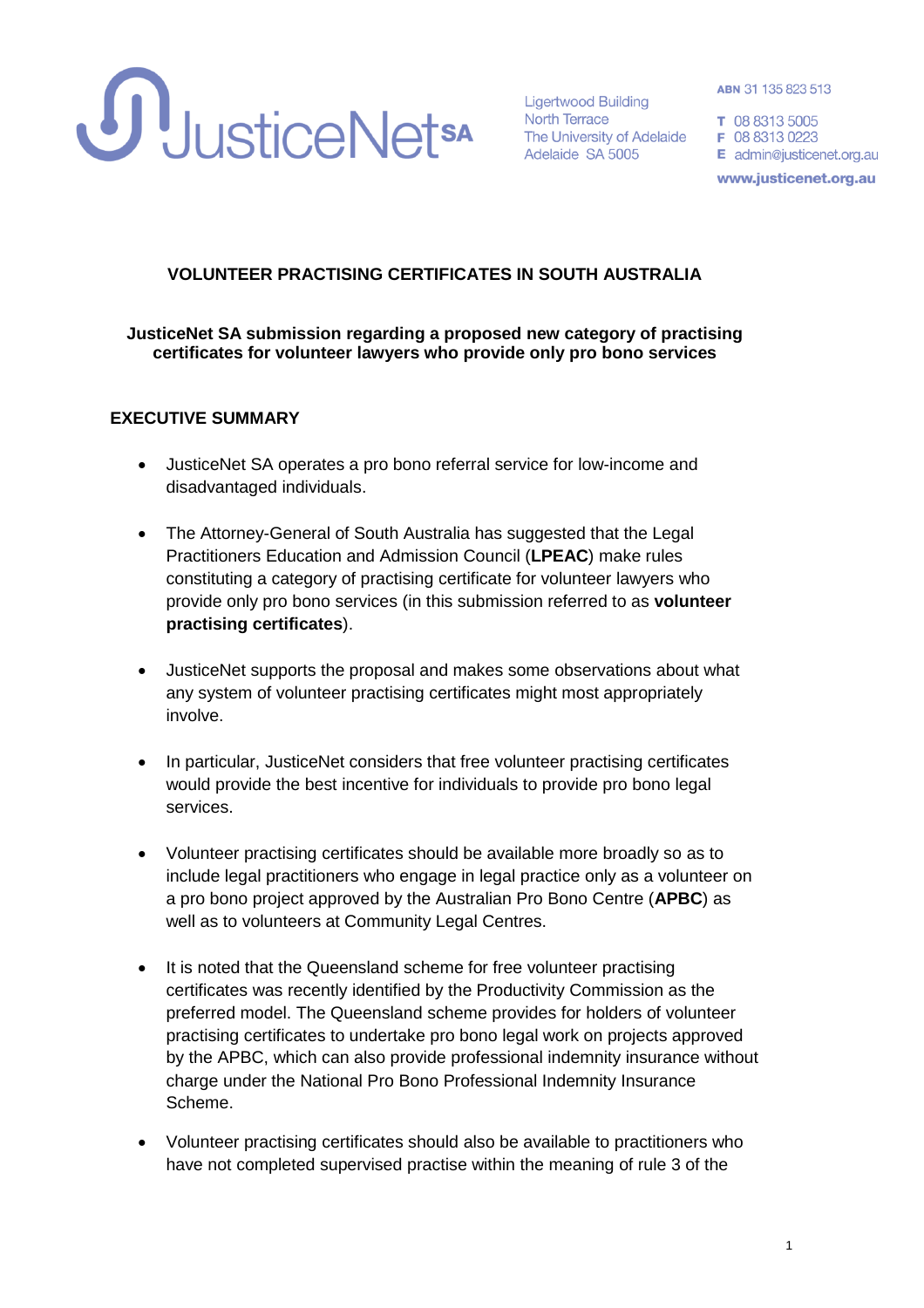JusticeNet SA

Ligertwood Building
North Terrace
The University of Adelaide
Adelaide SA 5005

ABN 31 135 823 513

T 08 8313 5005
F 08 8313 0223
E admin@justicenet.org.au

www.justicenet.org.au

## VOLUNTEER PRACTISING CERTIFICATES IN SOUTH AUSTRALIA

### JusticeNet SA submission regarding a proposed new category of practising certificates for volunteer lawyers who provide only pro bono services

### EXECUTIVE SUMMARY

- JusticeNet SA operates a pro bono referral service for low-income and disadvantaged individuals.

- The Attorney-General of South Australia has suggested that the Legal Practitioners Education and Admission Council (**LPEAC**) make rules constituting a category of practising certificate for volunteer lawyers who provide only pro bono services (in this submission referred to as **volunteer practising certificates**).

- JusticeNet supports the proposal and makes some observations about what any system of volunteer practising certificates might most appropriately involve.

- In particular, JusticeNet considers that free volunteer practising certificates would provide the best incentive for individuals to provide pro bono legal services.

- Volunteer practising certificates should be available more broadly so as to include legal practitioners who engage in legal practice only as a volunteer on a pro bono project approved by the Australian Pro Bono Centre (**APBC**) as well as to volunteers at Community Legal Centres.

- It is noted that the Queensland scheme for free volunteer practising certificates was recently identified by the Productivity Commission as the preferred model. The Queensland scheme provides for holders of volunteer practising certificates to undertake pro bono legal work on projects approved by the APBC, which can also provide professional indemnity insurance without charge under the National Pro Bono Professional Indemnity Insurance Scheme.

- Volunteer practising certificates should also be available to practitioners who have not completed supervised practise within the meaning of rule 3 of the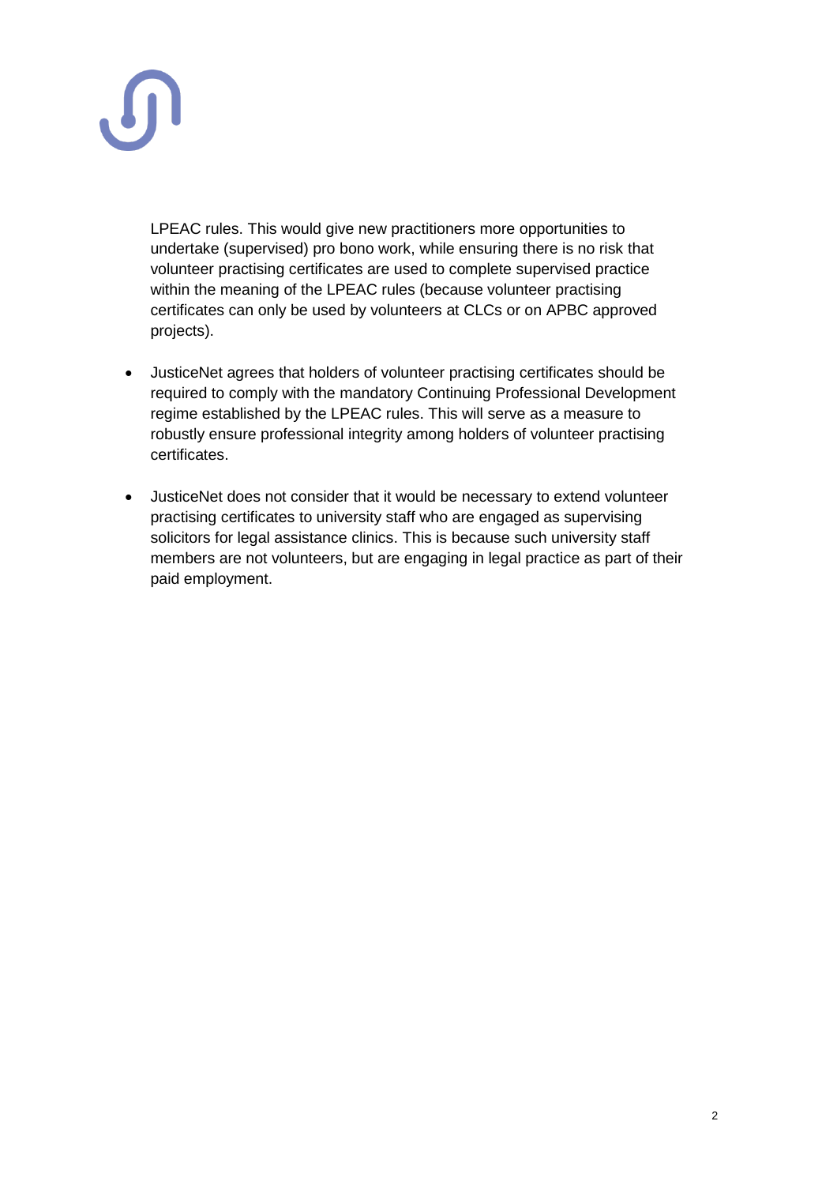LPEAC rules. This would give new practitioners more opportunities to undertake (supervised) pro bono work, while ensuring there is no risk that volunteer practising certificates are used to complete supervised practice within the meaning of the LPEAC rules (because volunteer practising certificates can only be used by volunteers at CLCs or on APBC approved projects).

- JusticeNet agrees that holders of volunteer practising certificates should be required to comply with the mandatory Continuing Professional Development regime established by the LPEAC rules. This will serve as a measure to robustly ensure professional integrity among holders of volunteer practising certificates.

- JusticeNet does not consider that it would be necessary to extend volunteer practising certificates to university staff who are engaged as supervising solicitors for legal assistance clinics. This is because such university staff members are not volunteers, but are engaging in legal practice as part of their paid employment.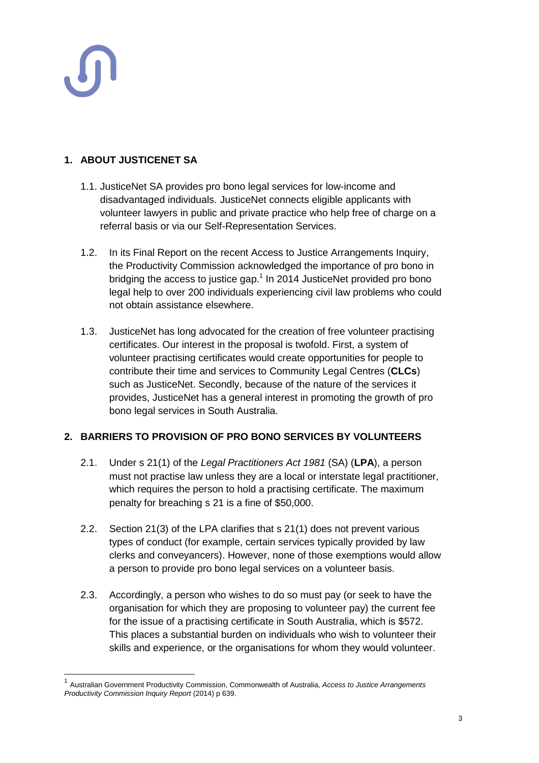## 1. ABOUT JUSTICENET SA

1.1. JusticeNet SA provides pro bono legal services for low-income and disadvantaged individuals. JusticeNet connects eligible applicants with volunteer lawyers in public and private practice who help free of charge on a referral basis or via our Self-Representation Services.

1.2. In its Final Report on the recent Access to Justice Arrangements Inquiry, the Productivity Commission acknowledged the importance of pro bono in bridging the access to justice gap.[1] In 2014 JusticeNet provided pro bono legal help to over 200 individuals experiencing civil law problems who could not obtain assistance elsewhere.

1.3. JusticeNet has long advocated for the creation of free volunteer practising certificates. Our interest in the proposal is twofold. First, a system of volunteer practising certificates would create opportunities for people to contribute their time and services to Community Legal Centres (**CLCs**) such as JusticeNet. Secondly, because of the nature of the services it provides, JusticeNet has a general interest in promoting the growth of pro bono legal services in South Australia.

## 2. BARRIERS TO PROVISION OF PRO BONO SERVICES BY VOLUNTEERS

2.1. Under s 21(1) of the *Legal Practitioners Act 1981* (SA) (**LPA**), a person must not practise law unless they are a local or interstate legal practitioner, which requires the person to hold a practising certificate. The maximum penalty for breaching s 21 is a fine of $50,000.

2.2. Section 21(3) of the LPA clarifies that s 21(1) does not prevent various types of conduct (for example, certain services typically provided by law clerks and conveyancers). However, none of those exemptions would allow a person to provide pro bono legal services on a volunteer basis.

2.3. Accordingly, a person who wishes to do so must pay (or seek to have the organisation for which they are proposing to volunteer pay) the current fee for the issue of a practising certificate in South Australia, which is $572. This places a substantial burden on individuals who wish to volunteer their skills and experience, or the organisations for whom they would volunteer.

---

[1] Australian Government Productivity Commission, Commonwealth of Australia, *Access to Justice Arrangements Productivity Commission Inquiry Report* (2014) p 639.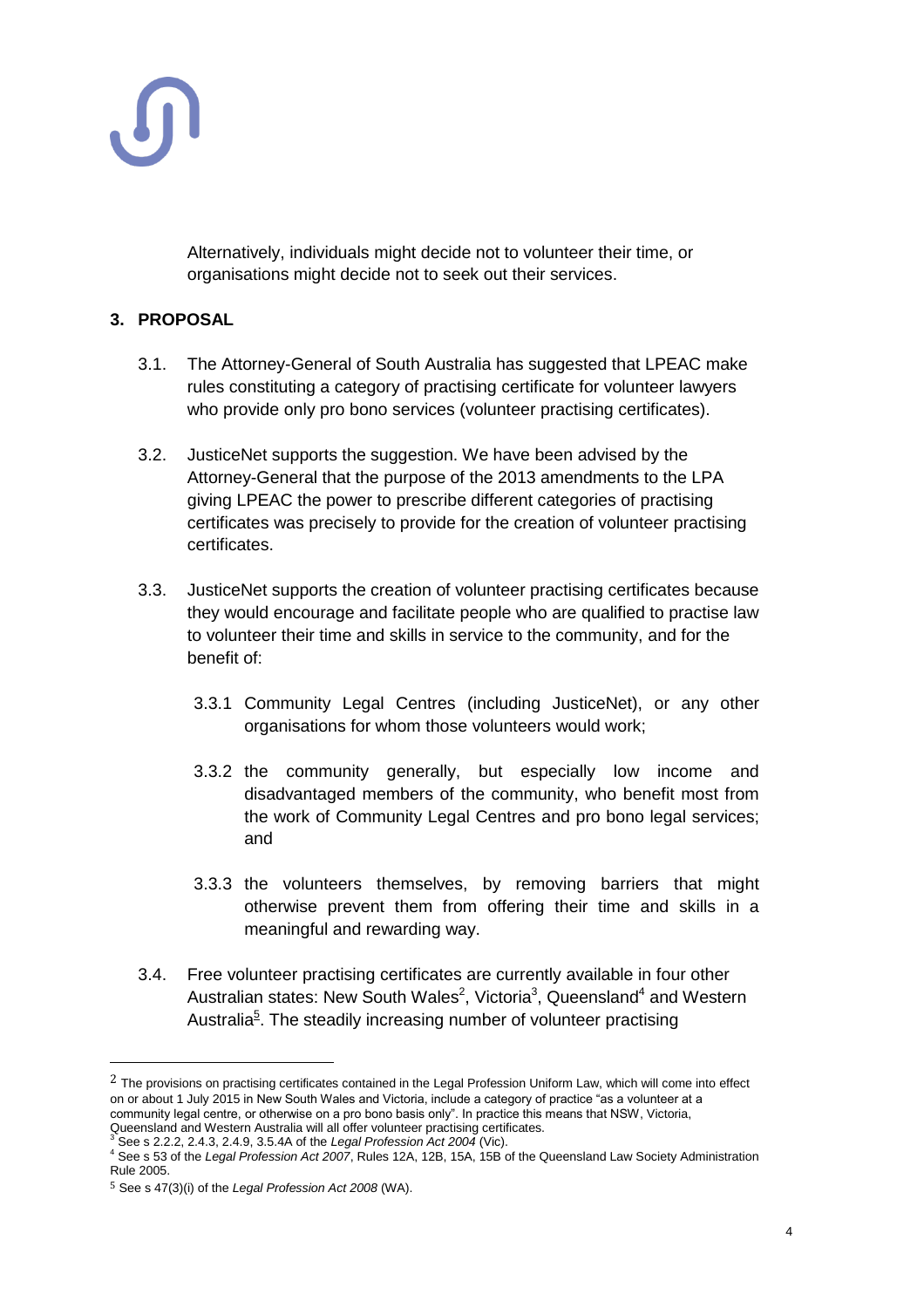Alternatively, individuals might decide not to volunteer their time, or organisations might decide not to seek out their services.

## 3. PROPOSAL

3.1. The Attorney-General of South Australia has suggested that LPEAC make rules constituting a category of practising certificate for volunteer lawyers who provide only pro bono services (volunteer practising certificates).

3.2. JusticeNet supports the suggestion. We have been advised by the Attorney-General that the purpose of the 2013 amendments to the LPA giving LPEAC the power to prescribe different categories of practising certificates was precisely to provide for the creation of volunteer practising certificates.

3.3. JusticeNet supports the creation of volunteer practising certificates because they would encourage and facilitate people who are qualified to practise law to volunteer their time and skills in service to the community, and for the benefit of:

3.3.1 Community Legal Centres (including JusticeNet), or any other organisations for whom those volunteers would work;

3.3.2 the community generally, but especially low income and disadvantaged members of the community, who benefit most from the work of Community Legal Centres and pro bono legal services; and

3.3.3 the volunteers themselves, by removing barriers that might otherwise prevent them from offering their time and skills in a meaningful and rewarding way.

3.4. Free volunteer practising certificates are currently available in four other Australian states: New South Wales[2], Victoria[3], Queensland[4] and Western Australia[5]. The steadily increasing number of volunteer practising

---

[2] The provisions on practising certificates contained in the Legal Profession Uniform Law, which will come into effect on or about 1 July 2015 in New South Wales and Victoria, include a category of practice "as a volunteer at a community legal centre, or otherwise on a pro bono basis only". In practice this means that NSW, Victoria, Queensland and Western Australia will all offer volunteer practising certificates.

[3] See s 2.2.2, 2.4.3, 2.4.9, 3.5.4A of the *Legal Profession Act 2004* (Vic).

[4] See s 53 of the *Legal Profession Act 2007*, Rules 12A, 12B, 15A, 15B of the Queensland Law Society Administration Rule 2005.

[5] See s 47(3)(i) of the *Legal Profession Act 2008* (WA).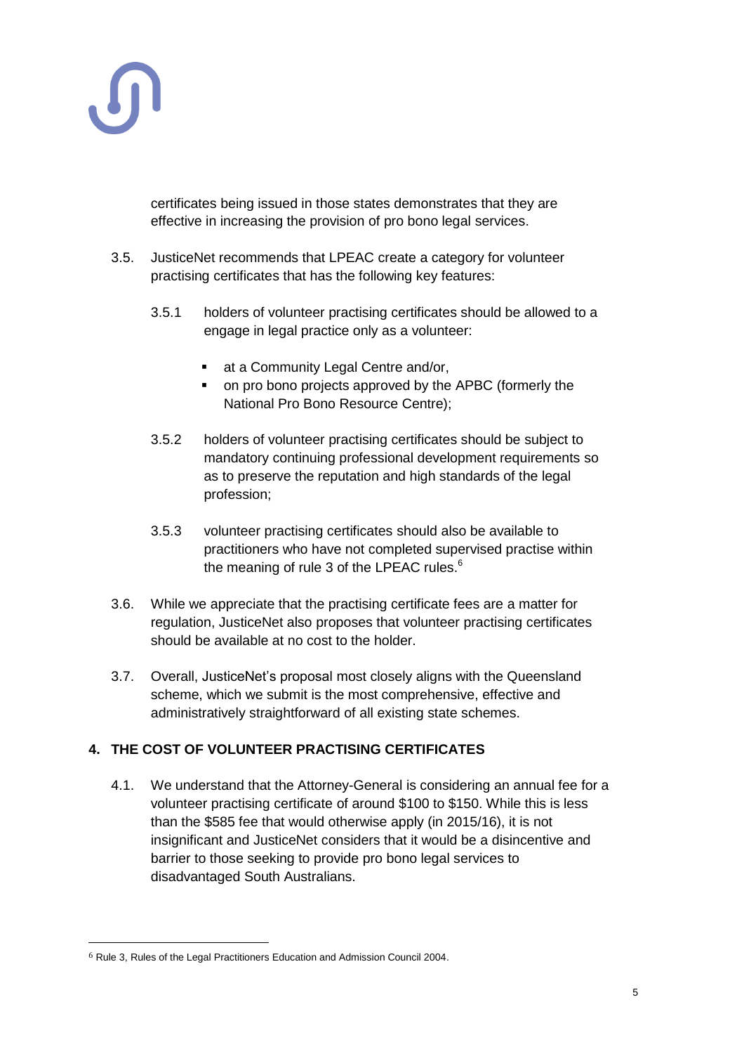certificates being issued in those states demonstrates that they are effective in increasing the provision of pro bono legal services.

3.5. JusticeNet recommends that LPEAC create a category for volunteer practising certificates that has the following key features:

3.5.1 holders of volunteer practising certificates should be allowed to a engage in legal practice only as a volunteer:

- at a Community Legal Centre and/or,
- on pro bono projects approved by the APBC (formerly the National Pro Bono Resource Centre);

3.5.2 holders of volunteer practising certificates should be subject to mandatory continuing professional development requirements so as to preserve the reputation and high standards of the legal profession;

3.5.3 volunteer practising certificates should also be available to practitioners who have not completed supervised practise within the meaning of rule 3 of the LPEAC rules.[6]

3.6. While we appreciate that the practising certificate fees are a matter for regulation, JusticeNet also proposes that volunteer practising certificates should be available at no cost to the holder.

3.7. Overall, JusticeNet's proposal most closely aligns with the Queensland scheme, which we submit is the most comprehensive, effective and administratively straightforward of all existing state schemes.

## 4. THE COST OF VOLUNTEER PRACTISING CERTIFICATES

4.1. We understand that the Attorney-General is considering an annual fee for a volunteer practising certificate of around $100 to $150. While this is less than the $585 fee that would otherwise apply (in 2015/16), it is not insignificant and JusticeNet considers that it would be a disincentive and barrier to those seeking to provide pro bono legal services to disadvantaged South Australians.

---

[6] Rule 3, Rules of the Legal Practitioners Education and Admission Council 2004.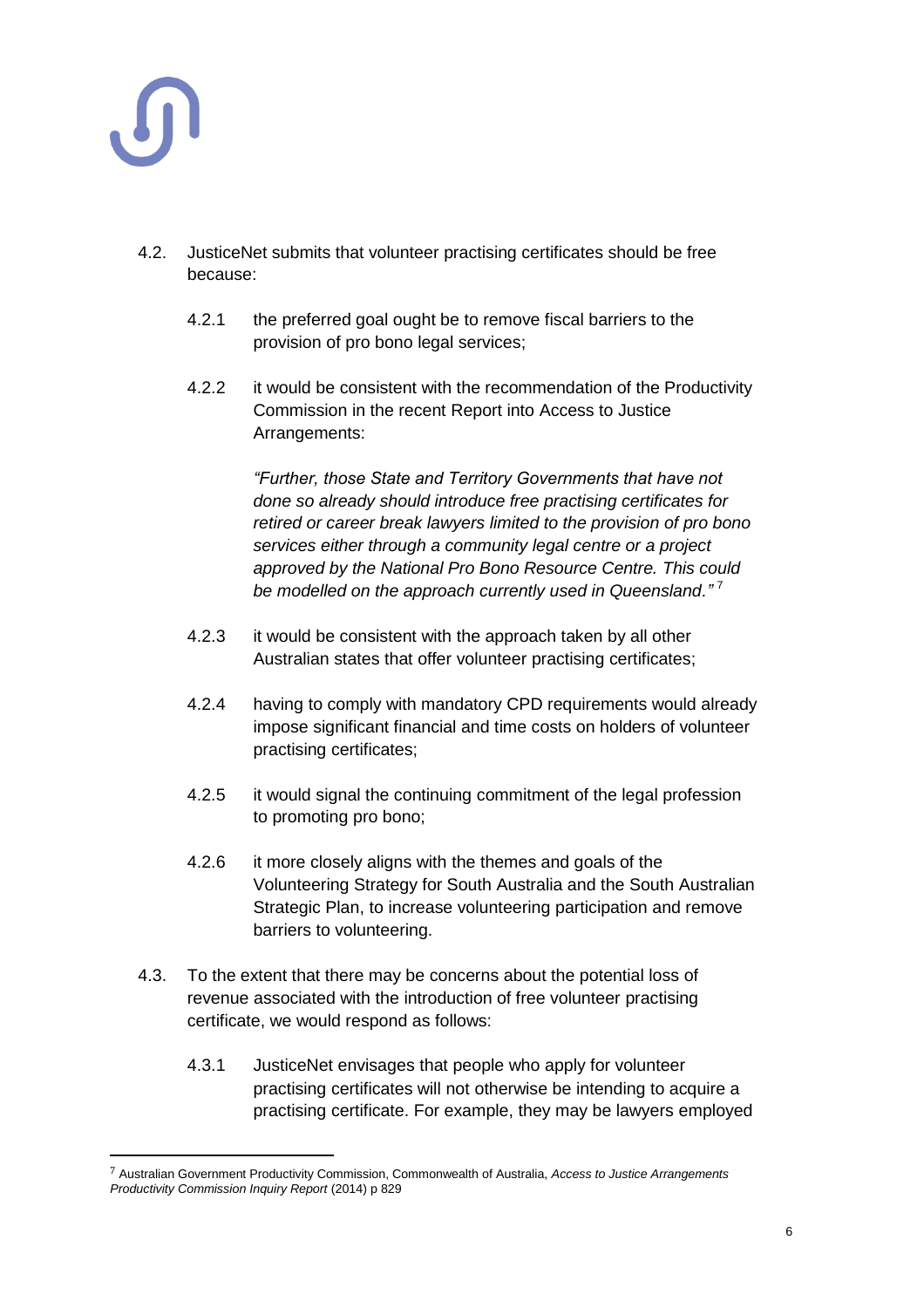4.2. JusticeNet submits that volunteer practising certificates should be free because:

4.2.1 the preferred goal ought be to remove fiscal barriers to the provision of pro bono legal services;

4.2.2 it would be consistent with the recommendation of the Productivity Commission in the recent Report into Access to Justice Arrangements:

> *"Further, those State and Territory Governments that have not done so already should introduce free practising certificates for retired or career break lawyers limited to the provision of pro bono services either through a community legal centre or a project approved by the National Pro Bono Resource Centre. This could be modelled on the approach currently used in Queensland."* [7]

4.2.3 it would be consistent with the approach taken by all other Australian states that offer volunteer practising certificates;

4.2.4 having to comply with mandatory CPD requirements would already impose significant financial and time costs on holders of volunteer practising certificates;

4.2.5 it would signal the continuing commitment of the legal profession to promoting pro bono;

4.2.6 it more closely aligns with the themes and goals of the Volunteering Strategy for South Australia and the South Australian Strategic Plan, to increase volunteering participation and remove barriers to volunteering.

4.3. To the extent that there may be concerns about the potential loss of revenue associated with the introduction of free volunteer practising certificate, we would respond as follows:

4.3.1 JusticeNet envisages that people who apply for volunteer practising certificates will not otherwise be intending to acquire a practising certificate. For example, they may be lawyers employed

---

[7] Australian Government Productivity Commission, Commonwealth of Australia, *Access to Justice Arrangements Productivity Commission Inquiry Report* (2014) p 829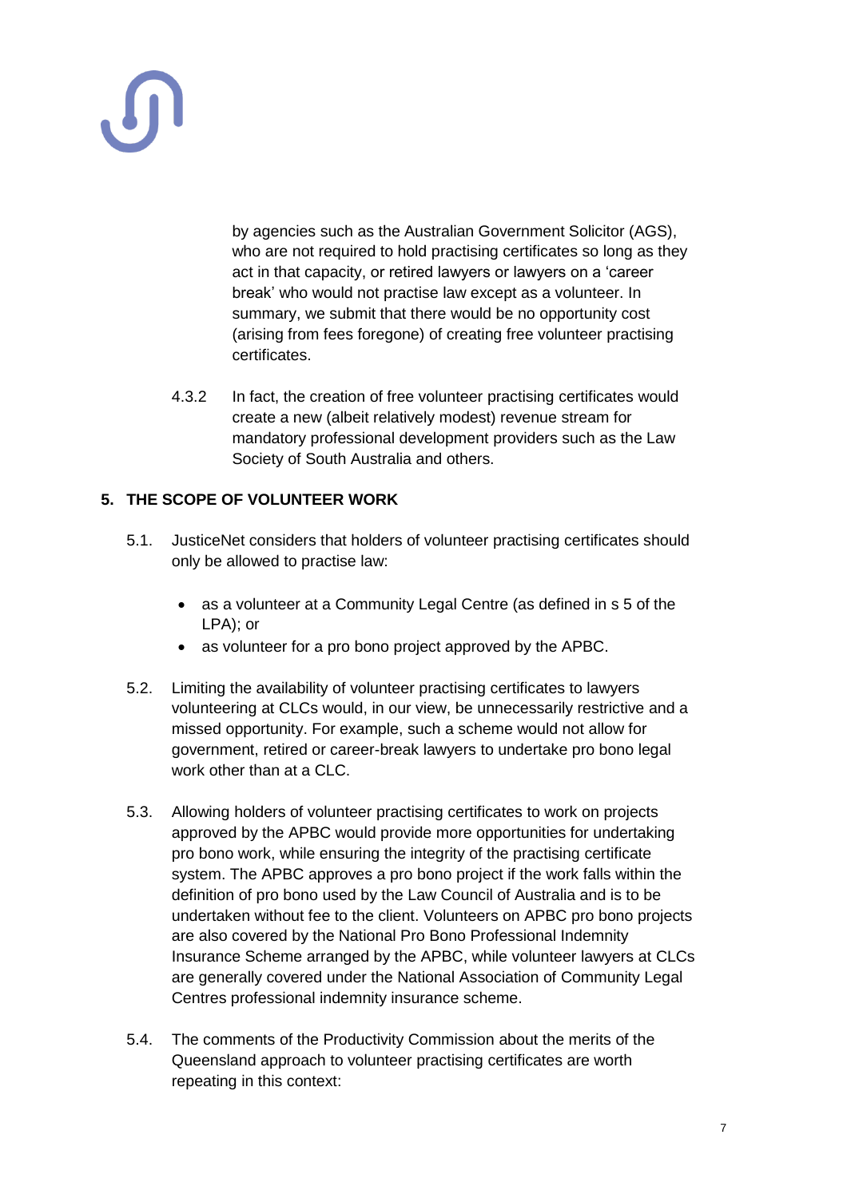by agencies such as the Australian Government Solicitor (AGS), who are not required to hold practising certificates so long as they act in that capacity, or retired lawyers or lawyers on a 'career break' who would not practise law except as a volunteer. In summary, we submit that there would be no opportunity cost (arising from fees foregone) of creating free volunteer practising certificates.

4.3.2 In fact, the creation of free volunteer practising certificates would create a new (albeit relatively modest) revenue stream for mandatory professional development providers such as the Law Society of South Australia and others.

## 5. THE SCOPE OF VOLUNTEER WORK

5.1. JusticeNet considers that holders of volunteer practising certificates should only be allowed to practise law:

- as a volunteer at a Community Legal Centre (as defined in s 5 of the LPA); or
- as volunteer for a pro bono project approved by the APBC.

5.2. Limiting the availability of volunteer practising certificates to lawyers volunteering at CLCs would, in our view, be unnecessarily restrictive and a missed opportunity. For example, such a scheme would not allow for government, retired or career-break lawyers to undertake pro bono legal work other than at a CLC.

5.3. Allowing holders of volunteer practising certificates to work on projects approved by the APBC would provide more opportunities for undertaking pro bono work, while ensuring the integrity of the practising certificate system. The APBC approves a pro bono project if the work falls within the definition of pro bono used by the Law Council of Australia and is to be undertaken without fee to the client. Volunteers on APBC pro bono projects are also covered by the National Pro Bono Professional Indemnity Insurance Scheme arranged by the APBC, while volunteer lawyers at CLCs are generally covered under the National Association of Community Legal Centres professional indemnity insurance scheme.

5.4. The comments of the Productivity Commission about the merits of the Queensland approach to volunteer practising certificates are worth repeating in this context: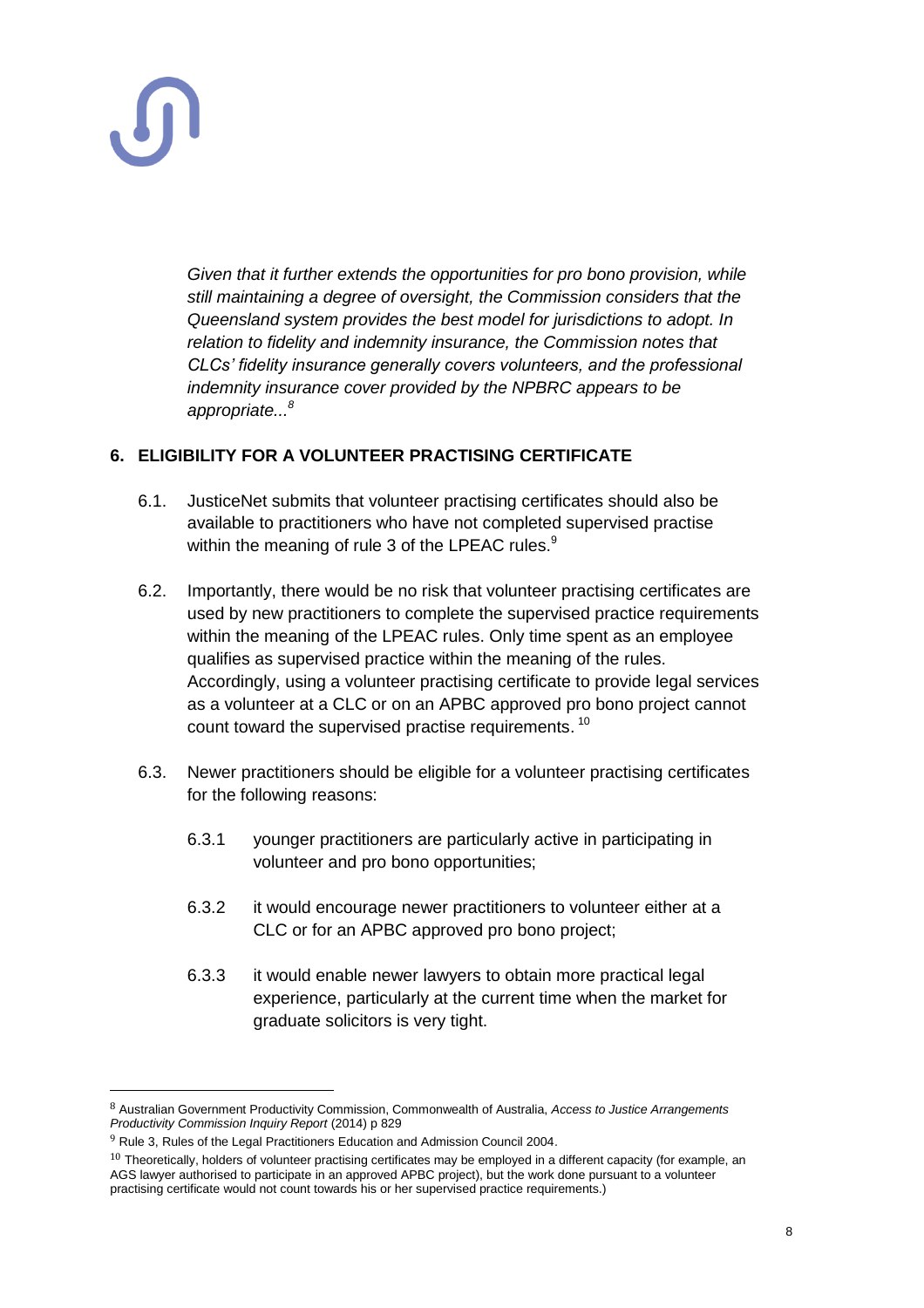*Given that it further extends the opportunities for pro bono provision, while still maintaining a degree of oversight, the Commission considers that the Queensland system provides the best model for jurisdictions to adopt. In relation to fidelity and indemnity insurance, the Commission notes that CLCs' fidelity insurance generally covers volunteers, and the professional indemnity insurance cover provided by the NPBRC appears to be appropriate...*[8]

## 6. ELIGIBILITY FOR A VOLUNTEER PRACTISING CERTIFICATE

6.1. JusticeNet submits that volunteer practising certificates should also be available to practitioners who have not completed supervised practise within the meaning of rule 3 of the LPEAC rules.[9]

6.2. Importantly, there would be no risk that volunteer practising certificates are used by new practitioners to complete the supervised practice requirements within the meaning of the LPEAC rules. Only time spent as an employee qualifies as supervised practice within the meaning of the rules. Accordingly, using a volunteer practising certificate to provide legal services as a volunteer at a CLC or on an APBC approved pro bono project cannot count toward the supervised practise requirements.[10]

6.3. Newer practitioners should be eligible for a volunteer practising certificates for the following reasons:

6.3.1 younger practitioners are particularly active in participating in volunteer and pro bono opportunities;

6.3.2 it would encourage newer practitioners to volunteer either at a CLC or for an APBC approved pro bono project;

6.3.3 it would enable newer lawyers to obtain more practical legal experience, particularly at the current time when the market for graduate solicitors is very tight.

---

[8] Australian Government Productivity Commission, Commonwealth of Australia, *Access to Justice Arrangements Productivity Commission Inquiry Report* (2014) p 829

[9] Rule 3, Rules of the Legal Practitioners Education and Admission Council 2004.

[10] Theoretically, holders of volunteer practising certificates may be employed in a different capacity (for example, an AGS lawyer authorised to participate in an approved APBC project), but the work done pursuant to a volunteer practising certificate would not count towards his or her supervised practice requirements.)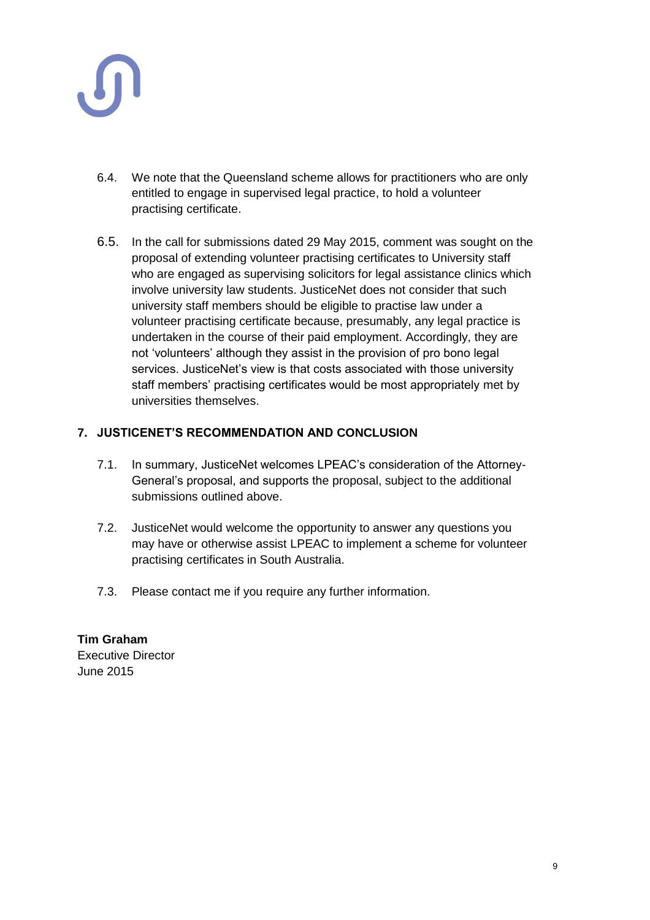6.4. We note that the Queensland scheme allows for practitioners who are only entitled to engage in supervised legal practice, to hold a volunteer practising certificate.

6.5. In the call for submissions dated 29 May 2015, comment was sought on the proposal of extending volunteer practising certificates to University staff who are engaged as supervising solicitors for legal assistance clinics which involve university law students. JusticeNet does not consider that such university staff members should be eligible to practise law under a volunteer practising certificate because, presumably, any legal practice is undertaken in the course of their paid employment. Accordingly, they are not 'volunteers' although they assist in the provision of pro bono legal services. JusticeNet's view is that costs associated with those university staff members' practising certificates would be most appropriately met by universities themselves.

## 7. JUSTICENET'S RECOMMENDATION AND CONCLUSION

7.1. In summary, JusticeNet welcomes LPEAC's consideration of the Attorney-General's proposal, and supports the proposal, subject to the additional submissions outlined above.

7.2. JusticeNet would welcome the opportunity to answer any questions you may have or otherwise assist LPEAC to implement a scheme for volunteer practising certificates in South Australia.

7.3. Please contact me if you require any further information.

**Tim Graham**
Executive Director
June 2015